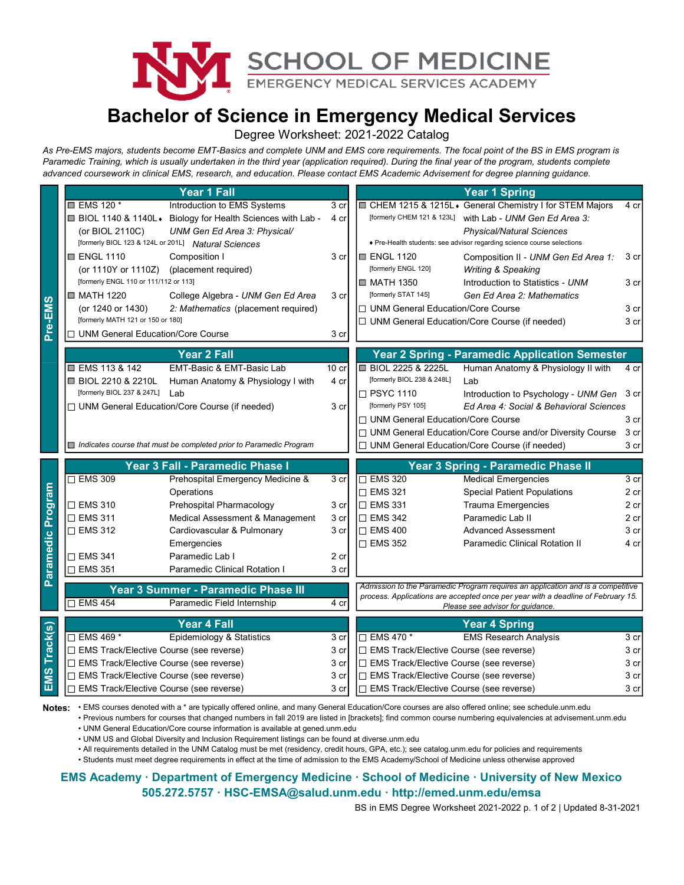# SCHOOL OF MEDICINE
## EMERGENCY MEDICAL SERVICES ACADEMY

# Bachelor of Science in Emergency Medical Services

Degree Worksheet: 2021-2022 Catalog

*As Pre-EMS majors, students become EMT-Basics and complete UNM and EMS core requirements. The focal point of the BS in EMS program is Paramedic Training, which is usually undertaken in the third year (application required). During the final year of the program, students complete advanced coursework in clinical EMS, research, and education. Please contact EMS Academic Advisement for degree planning guidance.*

## Pre-EMS

### Year 1 Fall

| Course | Title | Credits |
|---|---|---|
| ■ EMS 120 * | Introduction to EMS Systems | 3 cr |
| ■ BIOL 1140 & 1140L ♦ (or BIOL 2110C) [formerly BIOL 123 & 124L or 201L] | Biology for Health Sciences with Lab - *UNM Gen Ed Area 3: Physical/ Natural Sciences* | 4 cr |
| ■ ENGL 1110 (or 1110Y or 1110Z) [formerly ENGL 110 or 111/112 or 113] | Composition I (placement required) | 3 cr |
| ■ MATH 1220 (or 1240 or 1430) [formerly MATH 121 or 150 or 180] | College Algebra - *UNM Gen Ed Area 2: Mathematics* (placement required) | 3 cr |
| □ UNM General Education/Core Course | | 3 cr |

### Year 1 Spring

| Course | Title | Credits |
|---|---|---|
| ■ CHEM 1215 & 1215L ♦ [formerly CHEM 121 & 123L] | General Chemistry I for STEM Majors with Lab - *UNM Gen Ed Area 3: Physical/Natural Sciences* | 4 cr |
| ♦ Pre-Health students: see advisor regarding science course selections | | |
| ■ ENGL 1120 [formerly ENGL 120] | Composition II - *UNM Gen Ed Area 1: Writing & Speaking* | 3 cr |
| ■ MATH 1350 [formerly STAT 145] | Introduction to Statistics - *UNM Gen Ed Area 2: Mathematics* | 3 cr |
| □ UNM General Education/Core Course | | 3 cr |
| □ UNM General Education/Core Course (if needed) | | 3 cr |

### Year 2 Fall

| Course | Title | Credits |
|---|---|---|
| ■ EMS 113 & 142 | EMT-Basic & EMT-Basic Lab | 10 cr |
| ■ BIOL 2210 & 2210L [formerly BIOL 237 & 247L] | Human Anatomy & Physiology I with Lab | 4 cr |
| □ UNM General Education/Core Course (if needed) | | 3 cr |

■ *Indicates course that must be completed prior to Paramedic Program*

### Year 2 Spring - Paramedic Application Semester

| Course | Title | Credits |
|---|---|---|
| ■ BIOL 2225 & 2225L [formerly BIOL 238 & 248L] | Human Anatomy & Physiology II with Lab | 4 cr |
| □ PSYC 1110 [formerly PSY 105] | Introduction to Psychology - *UNM Gen Ed Area 4: Social & Behavioral Sciences* | 3 cr |
| □ UNM General Education/Core Course | | 3 cr |
| □ UNM General Education/Core Course and/or Diversity Course | | 3 cr |
| □ UNM General Education/Core Course (if needed) | | 3 cr |

## Paramedic Program

### Year 3 Fall - Paramedic Phase I

| Course | Title | Credits |
|---|---|---|
| □ EMS 309 | Prehospital Emergency Medicine & Operations | 3 cr |
| □ EMS 310 | Prehospital Pharmacology | 3 cr |
| □ EMS 311 | Medical Assessment & Management | 3 cr |
| □ EMS 312 | Cardiovascular & Pulmonary Emergencies | 3 cr |
| □ EMS 341 | Paramedic Lab I | 2 cr |
| □ EMS 351 | Paramedic Clinical Rotation I | 3 cr |

### Year 3 Spring - Paramedic Phase II

| Course | Title | Credits |
|---|---|---|
| □ EMS 320 | Medical Emergencies | 3 cr |
| □ EMS 321 | Special Patient Populations | 2 cr |
| □ EMS 331 | Trauma Emergencies | 2 cr |
| □ EMS 342 | Paramedic Lab II | 2 cr |
| □ EMS 400 | Advanced Assessment | 3 cr |
| □ EMS 352 | Paramedic Clinical Rotation II | 4 cr |

### Year 3 Summer - Paramedic Phase III

| Course | Title | Credits |
|---|---|---|
| □ EMS 454 | Paramedic Field Internship | 4 cr |

*Admission to the Paramedic Program requires an application and is a competitive process. Applications are accepted once per year with a deadline of February 15. Please see advisor for guidance.*

## EMS Track(s)

### Year 4 Fall

| Course | Title | Credits |
|---|---|---|
| □ EMS 469 * | Epidemiology & Statistics | 3 cr |
| □ EMS Track/Elective Course (see reverse) | | 3 cr |
| □ EMS Track/Elective Course (see reverse) | | 3 cr |
| □ EMS Track/Elective Course (see reverse) | | 3 cr |
| □ EMS Track/Elective Course (see reverse) | | 3 cr |

### Year 4 Spring

| Course | Title | Credits |
|---|---|---|
| □ EMS 470 * | EMS Research Analysis | 3 cr |
| □ EMS Track/Elective Course (see reverse) | | 3 cr |
| □ EMS Track/Elective Course (see reverse) | | 3 cr |
| □ EMS Track/Elective Course (see reverse) | | 3 cr |
| □ EMS Track/Elective Course (see reverse) | | 3 cr |

**Notes:**
- EMS courses denoted with a * are typically offered online, and many General Education/Core courses are also offered online; see schedule.unm.edu
- Previous numbers for courses that changed numbers in fall 2019 are listed in [brackets]; find common course numbering equivalencies at advisement.unm.edu
- UNM General Education/Core course information is available at gened.unm.edu
- UNM US and Global Diversity and Inclusion Requirement listings can be found at diverse.unm.edu
- All requirements detailed in the UNM Catalog must be met (residency, credit hours, GPA, etc.); see catalog.unm.edu for policies and requirements
- Students must meet degree requirements in effect at the time of admission to the EMS Academy/School of Medicine unless otherwise approved

**EMS Academy · Department of Emergency Medicine · School of Medicine · University of New Mexico**
**505.272.5757 · HSC-EMSA@salud.unm.edu · http://emed.unm.edu/emsa**

BS in EMS Degree Worksheet 2021-2022 p. 1 of 2 | Updated 8-31-2021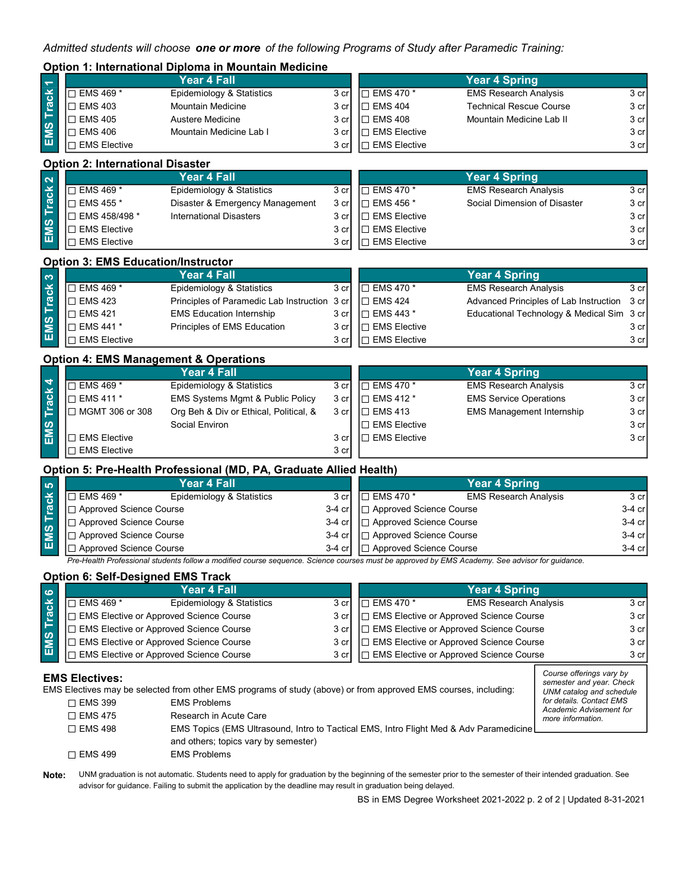*Admitted students will choose* ***one or more*** *of the following Programs of Study after Paramedic Training:*

## Option 1: International Diploma in Mountain Medicine

**EMS Track 1**

| Year 4 Fall | | | Year 4 Spring | | |
|---|---|---|---|---|---|
| ☐ EMS 469 * | Epidemiology & Statistics | 3 cr | ☐ EMS 470 * | EMS Research Analysis | 3 cr |
| ☐ EMS 403 | Mountain Medicine | 3 cr | ☐ EMS 404 | Technical Rescue Course | 3 cr |
| ☐ EMS 405 | Austere Medicine | 3 cr | ☐ EMS 408 | Mountain Medicine Lab II | 3 cr |
| ☐ EMS 406 | Mountain Medicine Lab I | 3 cr | ☐ EMS Elective | | 3 cr |
| ☐ EMS Elective | | 3 cr | ☐ EMS Elective | | 3 cr |

## Option 2: International Disaster

**EMS Track 2**

| Year 4 Fall | | | Year 4 Spring | | |
|---|---|---|---|---|---|
| ☐ EMS 469 * | Epidemiology & Statistics | 3 cr | ☐ EMS 470 * | EMS Research Analysis | 3 cr |
| ☐ EMS 455 * | Disaster & Emergency Management | 3 cr | ☐ EMS 456 * | Social Dimension of Disaster | 3 cr |
| ☐ EMS 458/498 * | International Disasters | 3 cr | ☐ EMS Elective | | 3 cr |
| ☐ EMS Elective | | 3 cr | ☐ EMS Elective | | 3 cr |
| ☐ EMS Elective | | 3 cr | ☐ EMS Elective | | 3 cr |

## Option 3: EMS Education/Instructor

**EMS Track 3**

| Year 4 Fall | | | Year 4 Spring | | |
|---|---|---|---|---|---|
| ☐ EMS 469 * | Epidemiology & Statistics | 3 cr | ☐ EMS 470 * | EMS Research Analysis | 3 cr |
| ☐ EMS 423 | Principles of Paramedic Lab Instruction | 3 cr | ☐ EMS 424 | Advanced Principles of Lab Instruction | 3 cr |
| ☐ EMS 421 | EMS Education Internship | 3 cr | ☐ EMS 443 * | Educational Technology & Medical Sim | 3 cr |
| ☐ EMS 441 * | Principles of EMS Education | 3 cr | ☐ EMS Elective | | 3 cr |
| ☐ EMS Elective | | 3 cr | ☐ EMS Elective | | 3 cr |

## Option 4: EMS Management & Operations

**EMS Track 4**

| Year 4 Fall | | | Year 4 Spring | | |
|---|---|---|---|---|---|
| ☐ EMS 469 * | Epidemiology & Statistics | 3 cr | ☐ EMS 470 * | EMS Research Analysis | 3 cr |
| ☐ EMS 411 * | EMS Systems Mgmt & Public Policy | 3 cr | ☐ EMS 412 * | EMS Service Operations | 3 cr |
| ☐ MGMT 306 or 308 | Org Beh & Div or Ethical, Political, & Social Environ | 3 cr | ☐ EMS 413 | EMS Management Internship | 3 cr |
| ☐ EMS Elective | | 3 cr | ☐ EMS Elective | | 3 cr |
| ☐ EMS Elective | | 3 cr | ☐ EMS Elective | | 3 cr |

## Option 5: Pre-Health Professional (MD, PA, Graduate Allied Health)

**EMS Track 5**

| Year 4 Fall | | | Year 4 Spring | | |
|---|---|---|---|---|---|
| ☐ EMS 469 * | Epidemiology & Statistics | 3 cr | ☐ EMS 470 * | EMS Research Analysis | 3 cr |
| ☐ Approved Science Course | | 3-4 cr | ☐ Approved Science Course | | 3-4 cr |
| ☐ Approved Science Course | | 3-4 cr | ☐ Approved Science Course | | 3-4 cr |
| ☐ Approved Science Course | | 3-4 cr | ☐ Approved Science Course | | 3-4 cr |
| ☐ Approved Science Course | | 3-4 cr | ☐ Approved Science Course | | 3-4 cr |

*Pre-Health Professional students follow a modified course sequence. Science courses must be approved by EMS Academy. See advisor for guidance.*

## Option 6: Self-Designed EMS Track

**EMS Track 6**

| Year 4 Fall | | | Year 4 Spring | | |
|---|---|---|---|---|---|
| ☐ EMS 469 * | Epidemiology & Statistics | 3 cr | ☐ EMS 470 * | EMS Research Analysis | 3 cr |
| ☐ EMS Elective or Approved Science Course | | 3 cr | ☐ EMS Elective or Approved Science Course | | 3 cr |
| ☐ EMS Elective or Approved Science Course | | 3 cr | ☐ EMS Elective or Approved Science Course | | 3 cr |
| ☐ EMS Elective or Approved Science Course | | 3 cr | ☐ EMS Elective or Approved Science Course | | 3 cr |
| ☐ EMS Elective or Approved Science Course | | 3 cr | ☐ EMS Elective or Approved Science Course | | 3 cr |

## EMS Electives:

EMS Electives may be selected from other EMS programs of study (above) or from approved EMS courses, including:

| | |
|---|---|
| ☐ EMS 399 | EMS Problems |
| ☐ EMS 475 | Research in Acute Care |
| ☐ EMS 498 | EMS Topics (EMS Ultrasound, Intro to Tactical EMS, Intro Flight Med & Adv Paramedicine and others; topics vary by semester) |
| ☐ EMS 499 | EMS Problems |

*Course offerings vary by semester and year. Check UNM catalog and schedule for details. Contact EMS Academic Advisement for more information.*

**Note:** UNM graduation is not automatic. Students need to apply for graduation by the beginning of the semester prior to the semester of their intended graduation. See advisor for guidance. Failing to submit the application by the deadline may result in graduation being delayed.